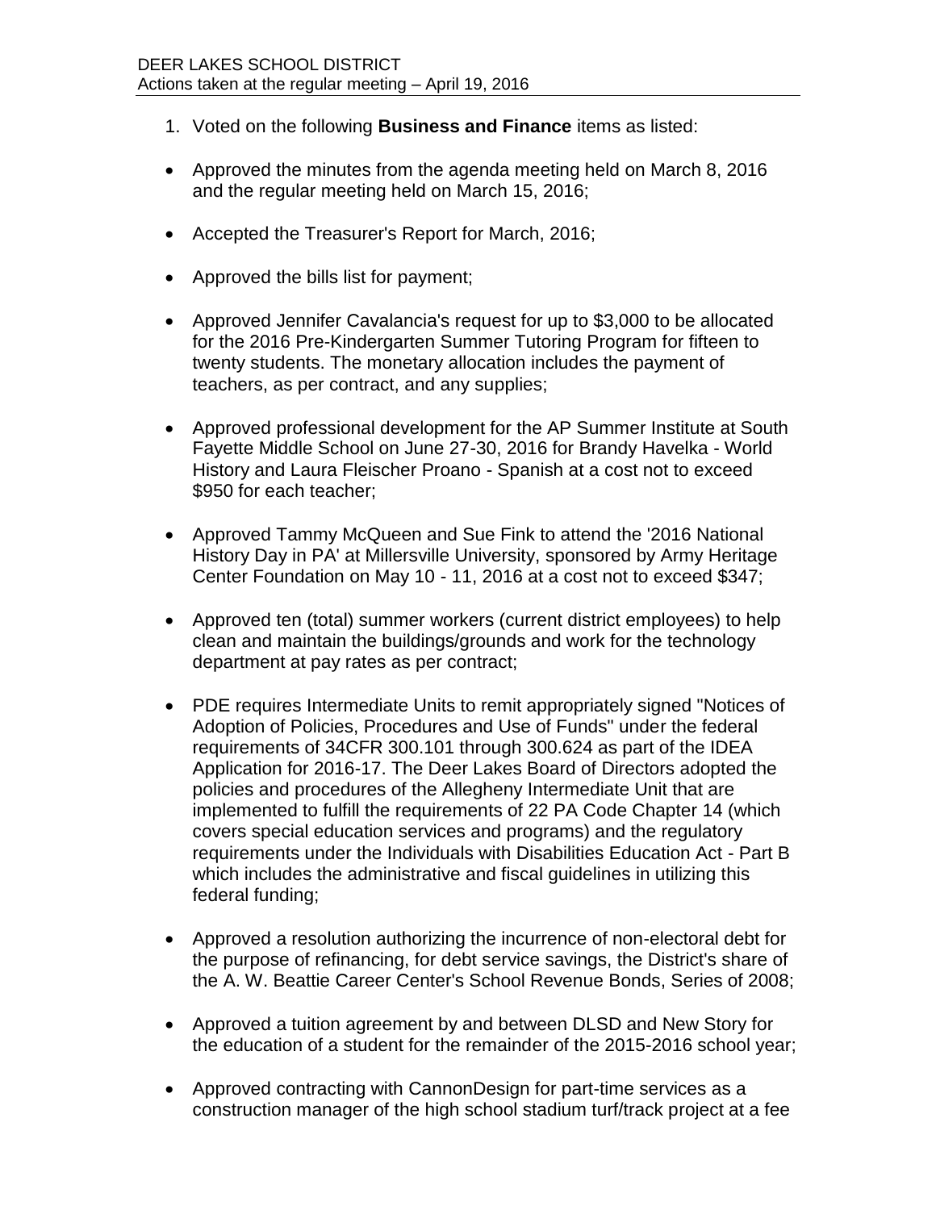DEER LAKES SCHOOL DISTRICT
Actions taken at the regular meeting – April 19, 2016

1. Voted on the following **Business and Finance** items as listed:

- Approved the minutes from the agenda meeting held on March 8, 2016 and the regular meeting held on March 15, 2016;

- Accepted the Treasurer's Report for March, 2016;

- Approved the bills list for payment;

- Approved Jennifer Cavalancia's request for up to $3,000 to be allocated for the 2016 Pre-Kindergarten Summer Tutoring Program for fifteen to twenty students. The monetary allocation includes the payment of teachers, as per contract, and any supplies;

- Approved professional development for the AP Summer Institute at South Fayette Middle School on June 27-30, 2016 for Brandy Havelka - World History and Laura Fleischer Proano - Spanish at a cost not to exceed $950 for each teacher;

- Approved Tammy McQueen and Sue Fink to attend the '2016 National History Day in PA' at Millersville University, sponsored by Army Heritage Center Foundation on May 10 - 11, 2016 at a cost not to exceed $347;

- Approved ten (total) summer workers (current district employees) to help clean and maintain the buildings/grounds and work for the technology department at pay rates as per contract;

- PDE requires Intermediate Units to remit appropriately signed "Notices of Adoption of Policies, Procedures and Use of Funds" under the federal requirements of 34CFR 300.101 through 300.624 as part of the IDEA Application for 2016-17. The Deer Lakes Board of Directors adopted the policies and procedures of the Allegheny Intermediate Unit that are implemented to fulfill the requirements of 22 PA Code Chapter 14 (which covers special education services and programs) and the regulatory requirements under the Individuals with Disabilities Education Act - Part B which includes the administrative and fiscal guidelines in utilizing this federal funding;

- Approved a resolution authorizing the incurrence of non-electoral debt for the purpose of refinancing, for debt service savings, the District's share of the A. W. Beattie Career Center's School Revenue Bonds, Series of 2008;

- Approved a tuition agreement by and between DLSD and New Story for the education of a student for the remainder of the 2015-2016 school year;

- Approved contracting with CannonDesign for part-time services as a construction manager of the high school stadium turf/track project at a fee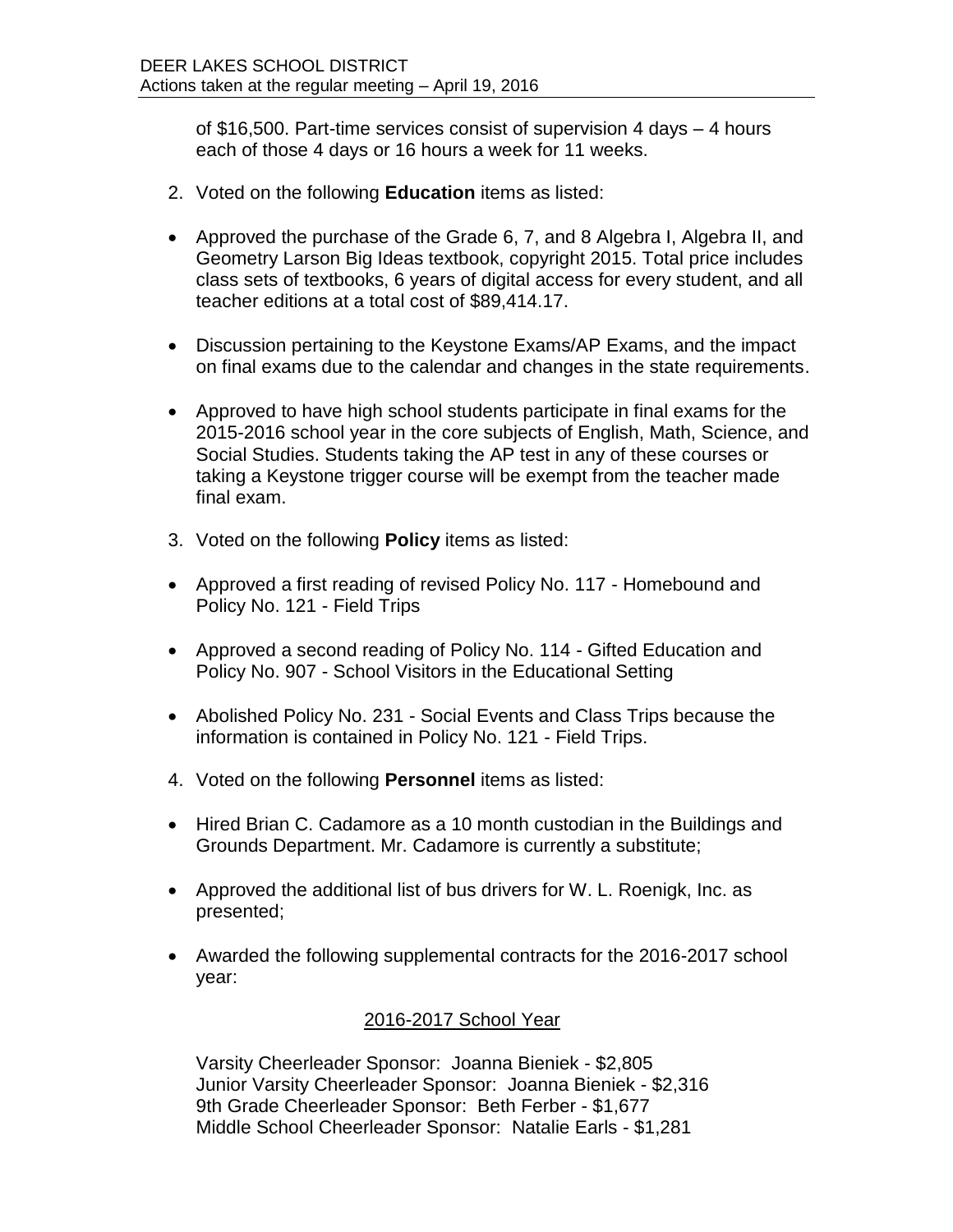of $16,500. Part-time services consist of supervision 4 days – 4 hours each of those 4 days or 16 hours a week for 11 weeks.

2. Voted on the following **Education** items as listed:

- Approved the purchase of the Grade 6, 7, and 8 Algebra I, Algebra II, and Geometry Larson Big Ideas textbook, copyright 2015. Total price includes class sets of textbooks, 6 years of digital access for every student, and all teacher editions at a total cost of $89,414.17.

- Discussion pertaining to the Keystone Exams/AP Exams, and the impact on final exams due to the calendar and changes in the state requirements.

- Approved to have high school students participate in final exams for the 2015-2016 school year in the core subjects of English, Math, Science, and Social Studies. Students taking the AP test in any of these courses or taking a Keystone trigger course will be exempt from the teacher made final exam.

3. Voted on the following **Policy** items as listed:

- Approved a first reading of revised Policy No. 117 - Homebound and Policy No. 121 - Field Trips

- Approved a second reading of Policy No. 114 - Gifted Education and Policy No. 907 - School Visitors in the Educational Setting

- Abolished Policy No. 231 - Social Events and Class Trips because the information is contained in Policy No. 121 - Field Trips.

4. Voted on the following **Personnel** items as listed:

- Hired Brian C. Cadamore as a 10 month custodian in the Buildings and Grounds Department. Mr. Cadamore is currently a substitute;

- Approved the additional list of bus drivers for W. L. Roenigk, Inc. as presented;

- Awarded the following supplemental contracts for the 2016-2017 school year:

<u>2016-2017 School Year</u>

Varsity Cheerleader Sponsor: Joanna Bieniek - $2,805
Junior Varsity Cheerleader Sponsor: Joanna Bieniek - $2,316
9th Grade Cheerleader Sponsor: Beth Ferber - $1,677
Middle School Cheerleader Sponsor: Natalie Earls - $1,281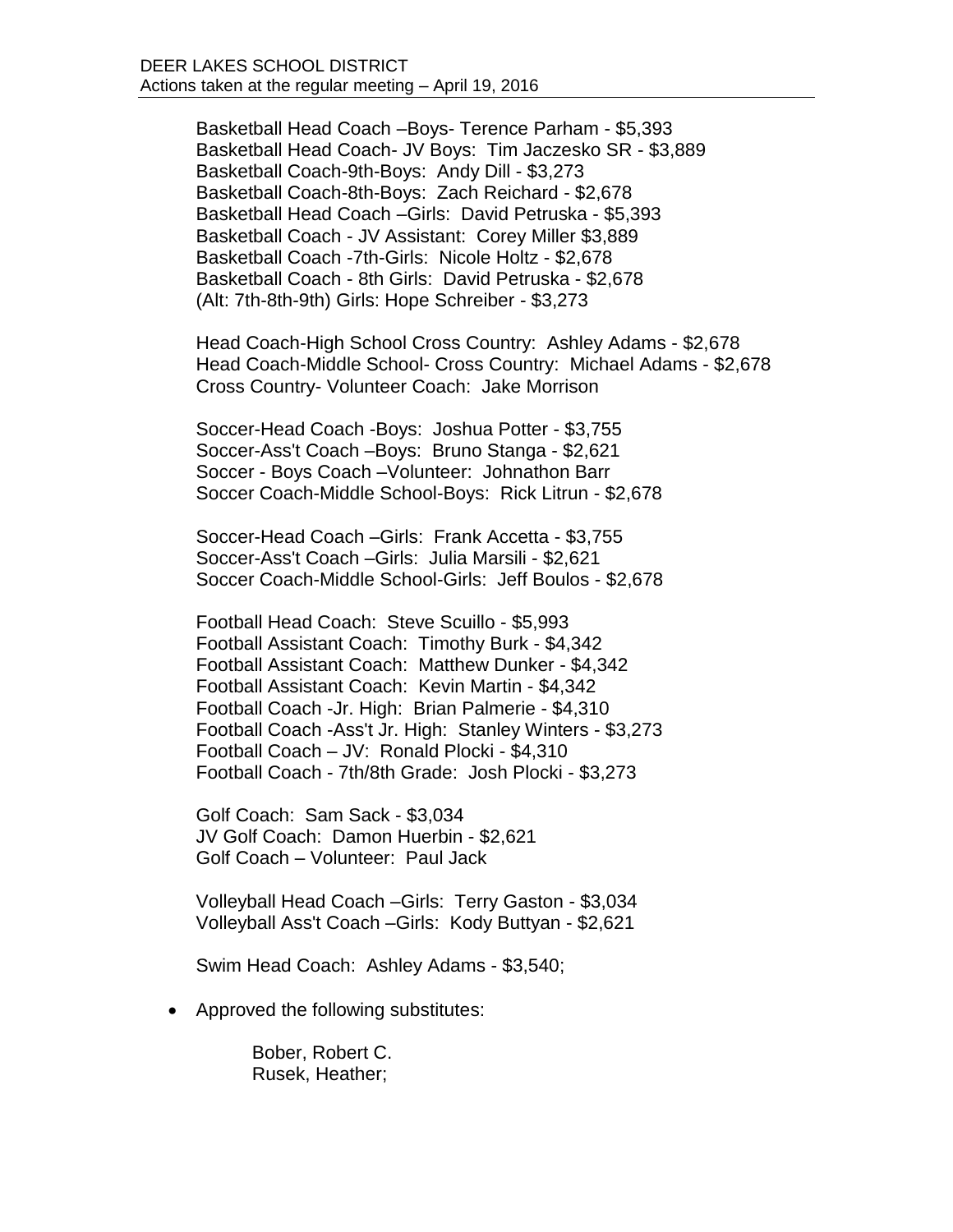Basketball Head Coach –Boys- Terence Parham - $5,393
Basketball Head Coach- JV Boys: Tim Jaczesko SR - $3,889
Basketball Coach-9th-Boys: Andy Dill - $3,273
Basketball Coach-8th-Boys: Zach Reichard - $2,678
Basketball Head Coach –Girls: David Petruska - $5,393
Basketball Coach - JV Assistant: Corey Miller $3,889
Basketball Coach -7th-Girls: Nicole Holtz - $2,678
Basketball Coach - 8th Girls: David Petruska - $2,678
(Alt: 7th-8th-9th) Girls: Hope Schreiber - $3,273

Head Coach-High School Cross Country: Ashley Adams - $2,678
Head Coach-Middle School- Cross Country: Michael Adams - $2,678
Cross Country- Volunteer Coach: Jake Morrison

Soccer-Head Coach -Boys: Joshua Potter - $3,755
Soccer-Ass't Coach –Boys: Bruno Stanga - $2,621
Soccer - Boys Coach –Volunteer: Johnathon Barr
Soccer Coach-Middle School-Boys: Rick Litrun - $2,678

Soccer-Head Coach –Girls: Frank Accetta - $3,755
Soccer-Ass't Coach –Girls: Julia Marsili - $2,621
Soccer Coach-Middle School-Girls: Jeff Boulos - $2,678

Football Head Coach: Steve Scuillo - $5,993
Football Assistant Coach: Timothy Burk - $4,342
Football Assistant Coach: Matthew Dunker - $4,342
Football Assistant Coach: Kevin Martin - $4,342
Football Coach -Jr. High: Brian Palmerie - $4,310
Football Coach -Ass't Jr. High: Stanley Winters - $3,273
Football Coach – JV: Ronald Plocki - $4,310
Football Coach - 7th/8th Grade: Josh Plocki - $3,273

Golf Coach: Sam Sack - $3,034
JV Golf Coach: Damon Huerbin - $2,621
Golf Coach – Volunteer: Paul Jack

Volleyball Head Coach –Girls: Terry Gaston - $3,034
Volleyball Ass't Coach –Girls: Kody Buttyan - $2,621

Swim Head Coach: Ashley Adams - $3,540;

- Approved the following substitutes:

  Bober, Robert C.
  Rusek, Heather;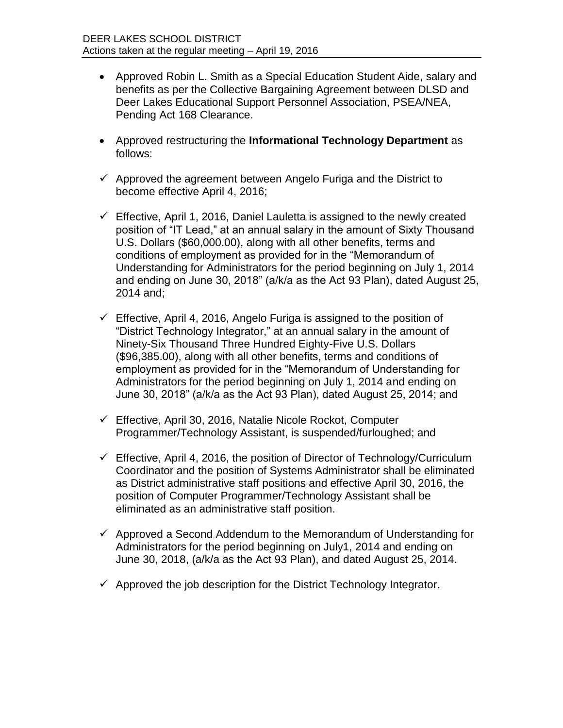- Approved Robin L. Smith as a Special Education Student Aide, salary and benefits as per the Collective Bargaining Agreement between DLSD and Deer Lakes Educational Support Personnel Association, PSEA/NEA, Pending Act 168 Clearance.

- Approved restructuring the **Informational Technology Department** as follows:

- ✓ Approved the agreement between Angelo Furiga and the District to become effective April 4, 2016;

- ✓ Effective, April 1, 2016, Daniel Lauletta is assigned to the newly created position of “IT Lead,” at an annual salary in the amount of Sixty Thousand U.S. Dollars ($60,000.00), along with all other benefits, terms and conditions of employment as provided for in the “Memorandum of Understanding for Administrators for the period beginning on July 1, 2014 and ending on June 30, 2018” (a/k/a as the Act 93 Plan), dated August 25, 2014 and;

- ✓ Effective, April 4, 2016, Angelo Furiga is assigned to the position of “District Technology Integrator,” at an annual salary in the amount of Ninety-Six Thousand Three Hundred Eighty-Five U.S. Dollars ($96,385.00), along with all other benefits, terms and conditions of employment as provided for in the “Memorandum of Understanding for Administrators for the period beginning on July 1, 2014 and ending on June 30, 2018” (a/k/a as the Act 93 Plan), dated August 25, 2014; and

- ✓ Effective, April 30, 2016, Natalie Nicole Rockot, Computer Programmer/Technology Assistant, is suspended/furloughed; and

- ✓ Effective, April 4, 2016, the position of Director of Technology/Curriculum Coordinator and the position of Systems Administrator shall be eliminated as District administrative staff positions and effective April 30, 2016, the position of Computer Programmer/Technology Assistant shall be eliminated as an administrative staff position.

- ✓ Approved a Second Addendum to the Memorandum of Understanding for Administrators for the period beginning on July1, 2014 and ending on June 30, 2018, (a/k/a as the Act 93 Plan), and dated August 25, 2014.

- ✓ Approved the job description for the District Technology Integrator.